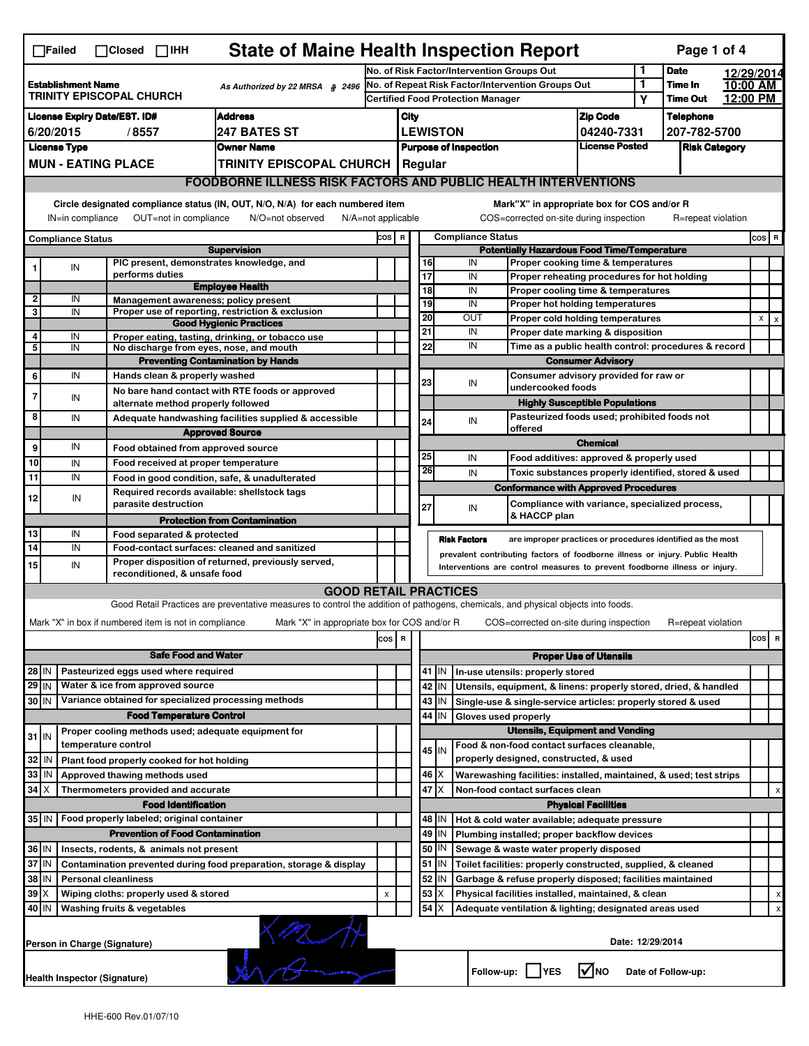# State of Maine Health Inspection Report

☐Failed ☐Closed ☐IHH

| | | | |
|---|---|---|---|
| **Establishment Name** TRINITY EPISCOPAL CHURCH | As Authorized by 22 MRSA § 2496 | No. of Risk Factor/Intervention Groups Out: 1 | **Date** 12/29/2014 |
| | | No. of Repeat Risk Factor/Intervention Groups Out: 1 | **Time In** 10:00 AM |
| | | Certified Food Protection Manager: Y | **Time Out** 12:00 PM |

| License Expiry Date/EST. ID# | Address | City | Zip Code | Telephone |
|---|---|---|---|---|
| 6/20/2015 / 8557 | 247 BATES ST | LEWISTON | 04240-7331 | 207-782-5700 |

| License Type | Owner Name | Purpose of Inspection | License Posted | Risk Category |
|---|---|---|---|---|
| MUN - EATING PLACE | TRINITY EPISCOPAL CHURCH | Regular | | |

## FOODBORNE ILLNESS RISK FACTORS AND PUBLIC HEALTH INTERVENTIONS

Circle designated compliance status (IN, OUT, N/O, N/A) for each numbered item
IN=in compliance OUT=not in compliance N/O=not observed N/A=not applicable

Mark"X" in appropriate box for COS and/or R
COS=corrected on-site during inspection R=repeat violation

| # | Compliance Status | Item | COS | R |
|---|---|---|---|---|
| | | **Supervision** | | |
| 1 | IN | PIC present, demonstrates knowledge, and performs duties | | |
| | | **Employee Health** | | |
| 2 | IN | Management awareness; policy present | | |
| 3 | IN | Proper use of reporting, restriction & exclusion | | |
| | | **Good Hygienic Practices** | | |
| 4 | IN | Proper eating, tasting, drinking, or tobacco use | | |
| 5 | IN | No discharge from eyes, nose, and mouth | | |
| | | **Preventing Contamination by Hands** | | |
| 6 | IN | Hands clean & properly washed | | |
| 7 | IN | No bare hand contact with RTE foods or approved alternate method properly followed | | |
| 8 | IN | Adequate handwashing facilities supplied & accessible | | |
| | | **Approved Source** | | |
| 9 | IN | Food obtained from approved source | | |
| 10 | IN | Food received at proper temperature | | |
| 11 | IN | Food in good condition, safe, & unadulterated | | |
| 12 | IN | Required records available: shellstock tags parasite destruction | | |
| | | **Protection from Contamination** | | |
| 13 | IN | Food separated & protected | | |
| 14 | IN | Food-contact surfaces: cleaned and sanitized | | |
| 15 | IN | Proper disposition of returned, previously served, reconditioned, & unsafe food | | |
| | | **Potentially Hazardous Food Time/Temperature** | | |
| 16 | IN | Proper cooking time & temperatures | | |
| 17 | IN | Proper reheating procedures for hot holding | | |
| 18 | IN | Proper cooling time & temperatures | | |
| 19 | IN | Proper hot holding temperatures | | |
| 20 | OUT | Proper cold holding temperatures | X | X |
| 21 | IN | Proper date marking & disposition | | |
| 22 | IN | Time as a public health control: procedures & record | | |
| | | **Consumer Advisory** | | |
| 23 | IN | Consumer advisory provided for raw or undercooked foods | | |
| | | **Highly Susceptible Populations** | | |
| 24 | IN | Pasteurized foods used; prohibited foods not offered | | |
| | | **Chemical** | | |
| 25 | IN | Food additives: approved & properly used | | |
| 26 | IN | Toxic substances properly identified, stored & used | | |
| | | **Conformance with Approved Procedures** | | |
| 27 | IN | Compliance with variance, specialized process, & HACCP plan | | |

**Risk Factors** are improper practices or procedures identified as the most prevalent contributing factors of foodborne illness or injury. Public Health Interventions are control measures to prevent foodborne illness or injury.

## GOOD RETAIL PRACTICES

Good Retail Practices are preventative measures to control the addition of pathogens, chemicals, and physical objects into foods.

Mark "X" in box if numbered item is not in compliance Mark "X" in appropriate box for COS and/or R COS=corrected on-site during inspection R=repeat violation

| # | Status | Item | COS | R |
|---|---|---|---|---|
| | | **Safe Food and Water** | | |
| 28 | IN | Pasteurized eggs used where required | | |
| 29 | IN | Water & ice from approved source | | |
| 30 | IN | Variance obtained for specialized processing methods | | |
| | | **Food Temperature Control** | | |
| 31 | IN | Proper cooling methods used; adequate equipment for temperature control | | |
| 32 | IN | Plant food properly cooked for hot holding | | |
| 33 | IN | Approved thawing methods used | | |
| 34 | X | Thermometers provided and accurate | | |
| | | **Food Identification** | | |
| 35 | IN | Food properly labeled; original container | | |
| | | **Prevention of Food Contamination** | | |
| 36 | IN | Insects, rodents, & animals not present | | |
| 37 | IN | Contamination prevented during food preparation, storage & display | | |
| 38 | IN | Personal cleanliness | | |
| 39 | X | Wiping cloths: properly used & stored | X | |
| 40 | IN | Washing fruits & vegetables | | |
| | | **Proper Use of Utensils** | | |
| 41 | IN | In-use utensils: properly stored | | |
| 42 | IN | Utensils, equipment, & linens: properly stored, dried, & handled | | |
| 43 | IN | Single-use & single-service articles: properly stored & used | | |
| 44 | IN | Gloves used properly | | |
| | | **Utensils, Equipment and Vending** | | |
| 45 | IN | Food & non-food contact surfaces cleanable, properly designed, constructed, & used | | |
| 46 | X | Warewashing facilities: installed, maintained, & used; test strips | | |
| 47 | X | Non-food contact surfaces clean | | X |
| | | **Physical Facilities** | | |
| 48 | IN | Hot & cold water available; adequate pressure | | |
| 49 | IN | Plumbing installed; proper backflow devices | | |
| 50 | IN | Sewage & waste water properly disposed | | |
| 51 | IN | Toilet facilities: properly constructed, supplied, & cleaned | | |
| 52 | IN | Garbage & refuse properly disposed; facilities maintained | | |
| 53 | X | Physical facilities installed, maintained, & clean | | X |
| 54 | X | Adequate ventilation & lighting; designated areas used | | X |

Person in Charge (Signature) Date: 12/29/2014

Health Inspector (Signature) Follow-up: ☐YES ☑NO Date of Follow-up:

HHE-600 Rev.01/07/10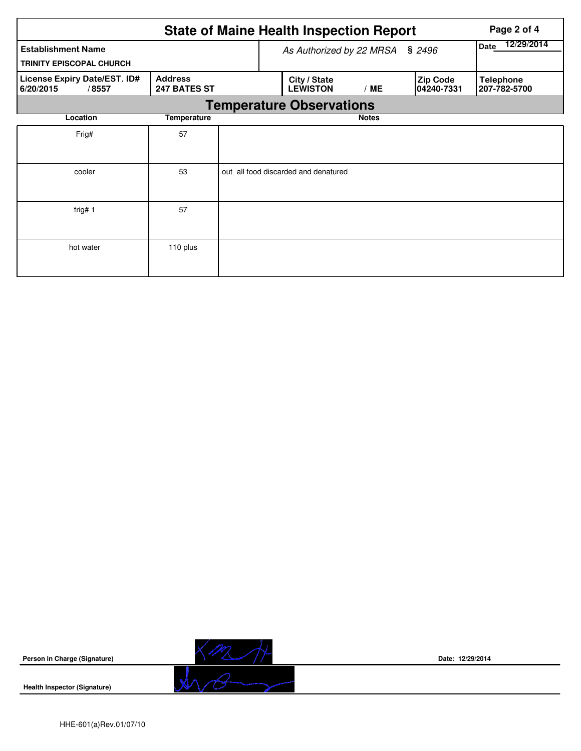# State of Maine Health Inspection Report

| Establishment Name | As Authorized by 22 MRSA § 2496 | | | Date 12/29/2014 |
|---|---|---|---|---|
| TRINITY EPISCOPAL CHURCH | | | | |
| **License Expiry Date/EST. ID#** 6/20/2015 / 8557 | **Address** 247 BATES ST | **City / State** LEWISTON / ME | **Zip Code** 04240-7331 | **Telephone** 207-782-5700 |

## Temperature Observations

| Location | Temperature | Notes |
|---|---|---|
| Frig# | 57 | |
| cooler | 53 | out all food discarded and denatured |
| frig# 1 | 57 | |
| hot water | 110 plus | |

**Person in Charge (Signature)** Date: 12/29/2014

**Health Inspector (Signature)**

HHE-601(a)Rev.01/07/10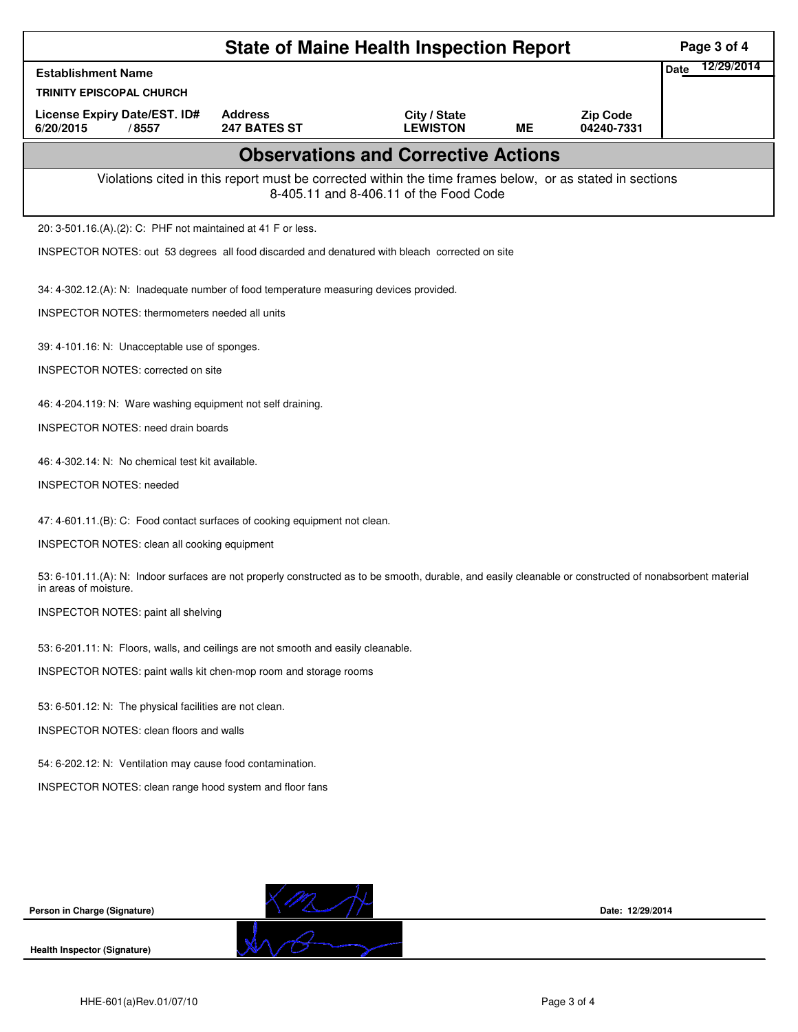# State of Maine Health Inspection Report

| Establishment Name | | | | | Date 12/29/2014 |
|---|---|---|---|---|---|
| TRINITY EPISCOPAL CHURCH | | | | | |
| License Expiry Date/EST. ID# | Address | City / State | | Zip Code | |
| 6/20/2015 / 8557 | 247 BATES ST | LEWISTON | ME | 04240-7331 | |

## Observations and Corrective Actions

Violations cited in this report must be corrected within the time frames below, or as stated in sections 8-405.11 and 8-406.11 of the Food Code

20: 3-501.16.(A).(2): C: PHF not maintained at 41 F or less.

INSPECTOR NOTES: out 53 degrees all food discarded and denatured with bleach corrected on site

34: 4-302.12.(A): N: Inadequate number of food temperature measuring devices provided.

INSPECTOR NOTES: thermometers needed all units

39: 4-101.16: N: Unacceptable use of sponges.

INSPECTOR NOTES: corrected on site

46: 4-204.119: N: Ware washing equipment not self draining.

INSPECTOR NOTES: need drain boards

46: 4-302.14: N: No chemical test kit available.

INSPECTOR NOTES: needed

47: 4-601.11.(B): C: Food contact surfaces of cooking equipment not clean.

INSPECTOR NOTES: clean all cooking equipment

53: 6-101.11.(A): N: Indoor surfaces are not properly constructed as to be smooth, durable, and easily cleanable or constructed of nonabsorbent material in areas of moisture.

INSPECTOR NOTES: paint all shelving

53: 6-201.11: N: Floors, walls, and ceilings are not smooth and easily cleanable.

INSPECTOR NOTES: paint walls kit chen-mop room and storage rooms

53: 6-501.12: N: The physical facilities are not clean.

INSPECTOR NOTES: clean floors and walls

54: 6-202.12: N: Ventilation may cause food contamination.

INSPECTOR NOTES: clean range hood system and floor fans

**Person in Charge (Signature)** &nbsp;&nbsp;&nbsp;&nbsp; **Date: 12/29/2014**

**Health Inspector (Signature)**

HHE-601(a)Rev.01/07/10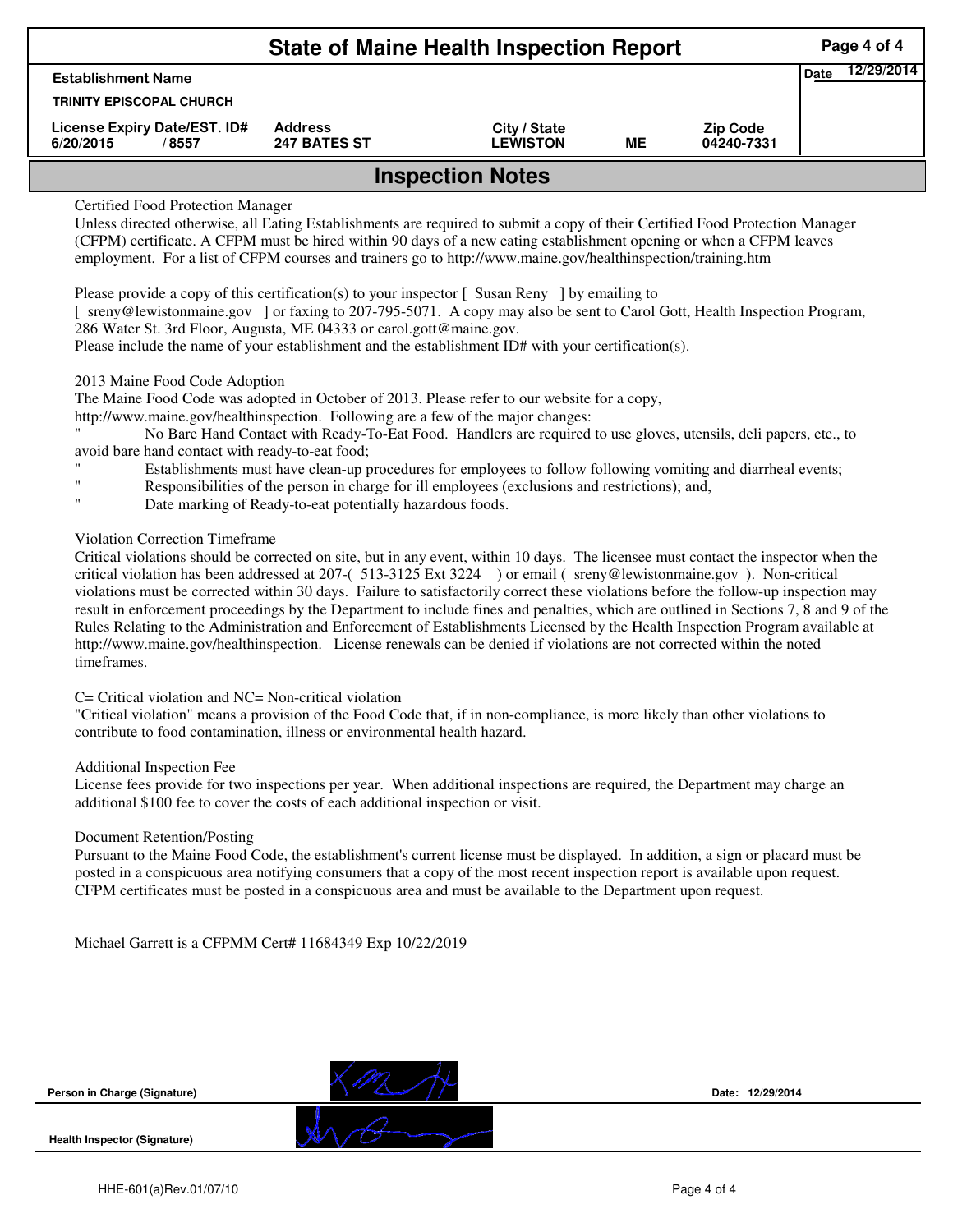# State of Maine Health Inspection Report

| | | | | | |
|---|---|---|---|---|---|
| **Establishment Name** | | | | | **Date** 12/29/2014 |
| **TRINITY EPISCOPAL CHURCH** | | | | | |
| **License Expiry Date/EST. ID#** | **Address** | **City / State** | | **Zip Code** | |
| **6/20/2015 / 8557** | **247 BATES ST** | **LEWISTON** | **ME** | **04240-7331** | |

## Inspection Notes

Certified Food Protection Manager

Unless directed otherwise, all Eating Establishments are required to submit a copy of their Certified Food Protection Manager (CFPM) certificate. A CFPM must be hired within 90 days of a new eating establishment opening or when a CFPM leaves employment. For a list of CFPM courses and trainers go to http://www.maine.gov/healthinspection/training.htm

Please provide a copy of this certification(s) to your inspector [ Susan Reny ] by emailing to [ sreny@lewistonmaine.gov ] or faxing to 207-795-5071. A copy may also be sent to Carol Gott, Health Inspection Program, 286 Water St. 3rd Floor, Augusta, ME 04333 or carol.gott@maine.gov.
Please include the name of your establishment and the establishment ID# with your certification(s).

2013 Maine Food Code Adoption

The Maine Food Code was adopted in October of 2013. Please refer to our website for a copy, http://www.maine.gov/healthinspection. Following are a few of the major changes:

" No Bare Hand Contact with Ready-To-Eat Food. Handlers are required to use gloves, utensils, deli papers, etc., to avoid bare hand contact with ready-to-eat food;
" Establishments must have clean-up procedures for employees to follow following vomiting and diarrheal events;
" Responsibilities of the person in charge for ill employees (exclusions and restrictions); and,
" Date marking of Ready-to-eat potentially hazardous foods.

Violation Correction Timeframe

Critical violations should be corrected on site, but in any event, within 10 days. The licensee must contact the inspector when the critical violation has been addressed at 207-( 513-3125 Ext 3224 ) or email ( sreny@lewistonmaine.gov ). Non-critical violations must be corrected within 30 days. Failure to satisfactorily correct these violations before the follow-up inspection may result in enforcement proceedings by the Department to include fines and penalties, which are outlined in Sections 7, 8 and 9 of the Rules Relating to the Administration and Enforcement of Establishments Licensed by the Health Inspection Program available at http://www.maine.gov/healthinspection. License renewals can be denied if violations are not corrected within the noted timeframes.

C= Critical violation and NC= Non-critical violation

"Critical violation" means a provision of the Food Code that, if in non-compliance, is more likely than other violations to contribute to food contamination, illness or environmental health hazard.

Additional Inspection Fee

License fees provide for two inspections per year. When additional inspections are required, the Department may charge an additional $100 fee to cover the costs of each additional inspection or visit.

Document Retention/Posting

Pursuant to the Maine Food Code, the establishment's current license must be displayed. In addition, a sign or placard must be posted in a conspicuous area notifying consumers that a copy of the most recent inspection report is available upon request. CFPM certificates must be posted in a conspicuous area and must be available to the Department upon request.

Michael Garrett is a CFPMM Cert# 11684349 Exp 10/22/2019

**Person in Charge (Signature)** Date: 12/29/2014

**Health Inspector (Signature)**

HHE-601(a)Rev.01/07/10